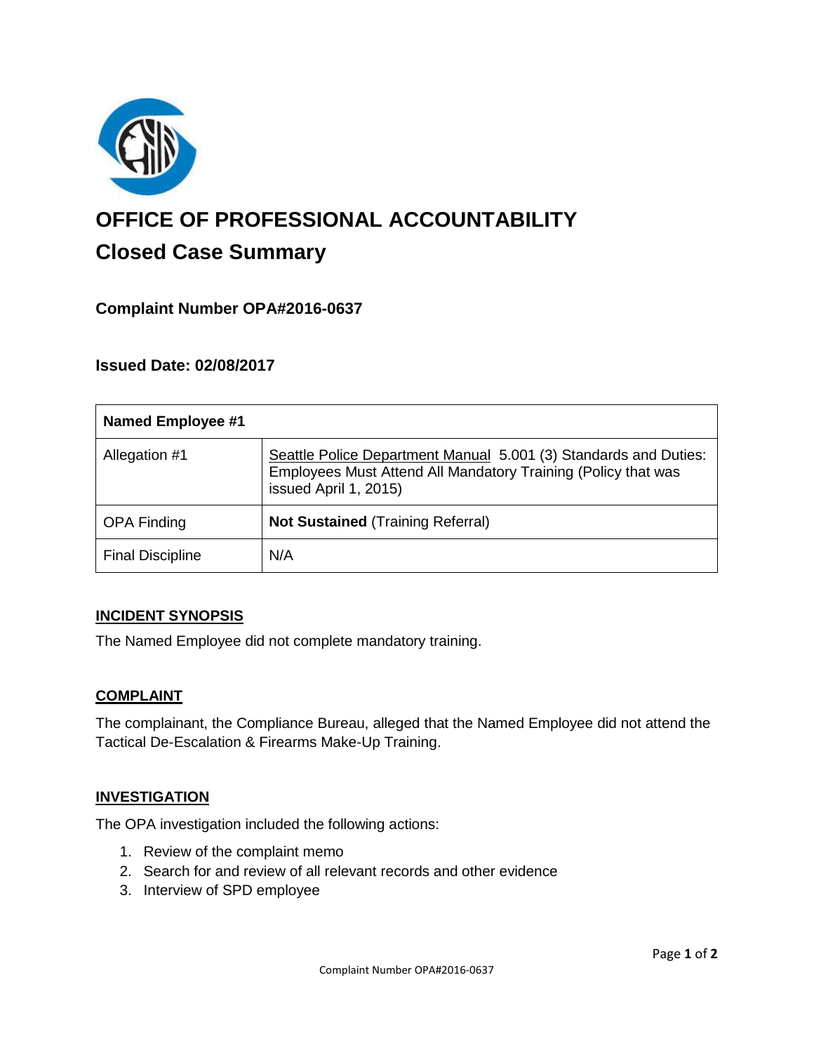# OFFICE OF PROFESSIONAL ACCOUNTABILITY

## Closed Case Summary

### Complaint Number OPA#2016-0637

### Issued Date: 02/08/2017

| Named Employee #1 | |
|---|---|
| Allegation #1 | Seattle Police Department Manual 5.001 (3) Standards and Duties: Employees Must Attend All Mandatory Training (Policy that was issued April 1, 2015) |
| OPA Finding | **Not Sustained** (Training Referral) |
| Final Discipline | N/A |

**INCIDENT SYNOPSIS**

The Named Employee did not complete mandatory training.

**COMPLAINT**

The complainant, the Compliance Bureau, alleged that the Named Employee did not attend the Tactical De-Escalation & Firearms Make-Up Training.

**INVESTIGATION**

The OPA investigation included the following actions:

1. Review of the complaint memo
2. Search for and review of all relevant records and other evidence
3. Interview of SPD employee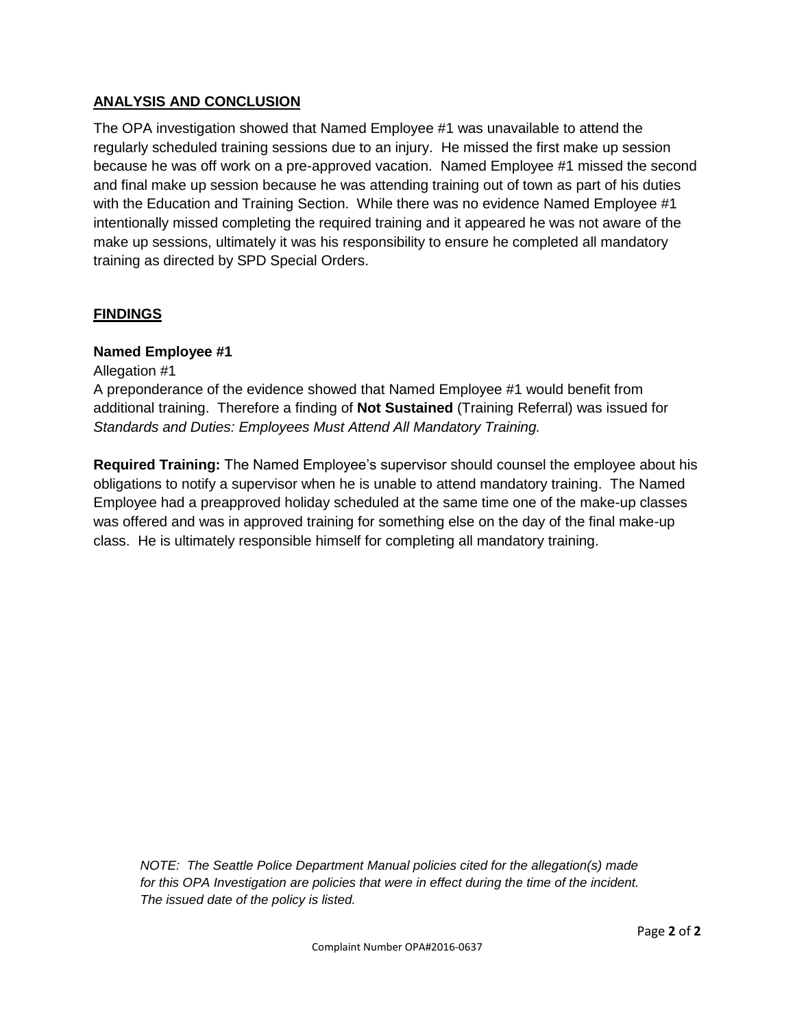## ANALYSIS AND CONCLUSION

The OPA investigation showed that Named Employee #1 was unavailable to attend the regularly scheduled training sessions due to an injury. He missed the first make up session because he was off work on a pre-approved vacation. Named Employee #1 missed the second and final make up session because he was attending training out of town as part of his duties with the Education and Training Section. While there was no evidence Named Employee #1 intentionally missed completing the required training and it appeared he was not aware of the make up sessions, ultimately it was his responsibility to ensure he completed all mandatory training as directed by SPD Special Orders.

## FINDINGS

**Named Employee #1**

Allegation #1

A preponderance of the evidence showed that Named Employee #1 would benefit from additional training. Therefore a finding of **Not Sustained** (Training Referral) was issued for *Standards and Duties: Employees Must Attend All Mandatory Training.*

**Required Training:** The Named Employee's supervisor should counsel the employee about his obligations to notify a supervisor when he is unable to attend mandatory training. The Named Employee had a preapproved holiday scheduled at the same time one of the make-up classes was offered and was in approved training for something else on the day of the final make-up class. He is ultimately responsible himself for completing all mandatory training.

*NOTE: The Seattle Police Department Manual policies cited for the allegation(s) made for this OPA Investigation are policies that were in effect during the time of the incident. The issued date of the policy is listed.*

Complaint Number OPA#2016-0637